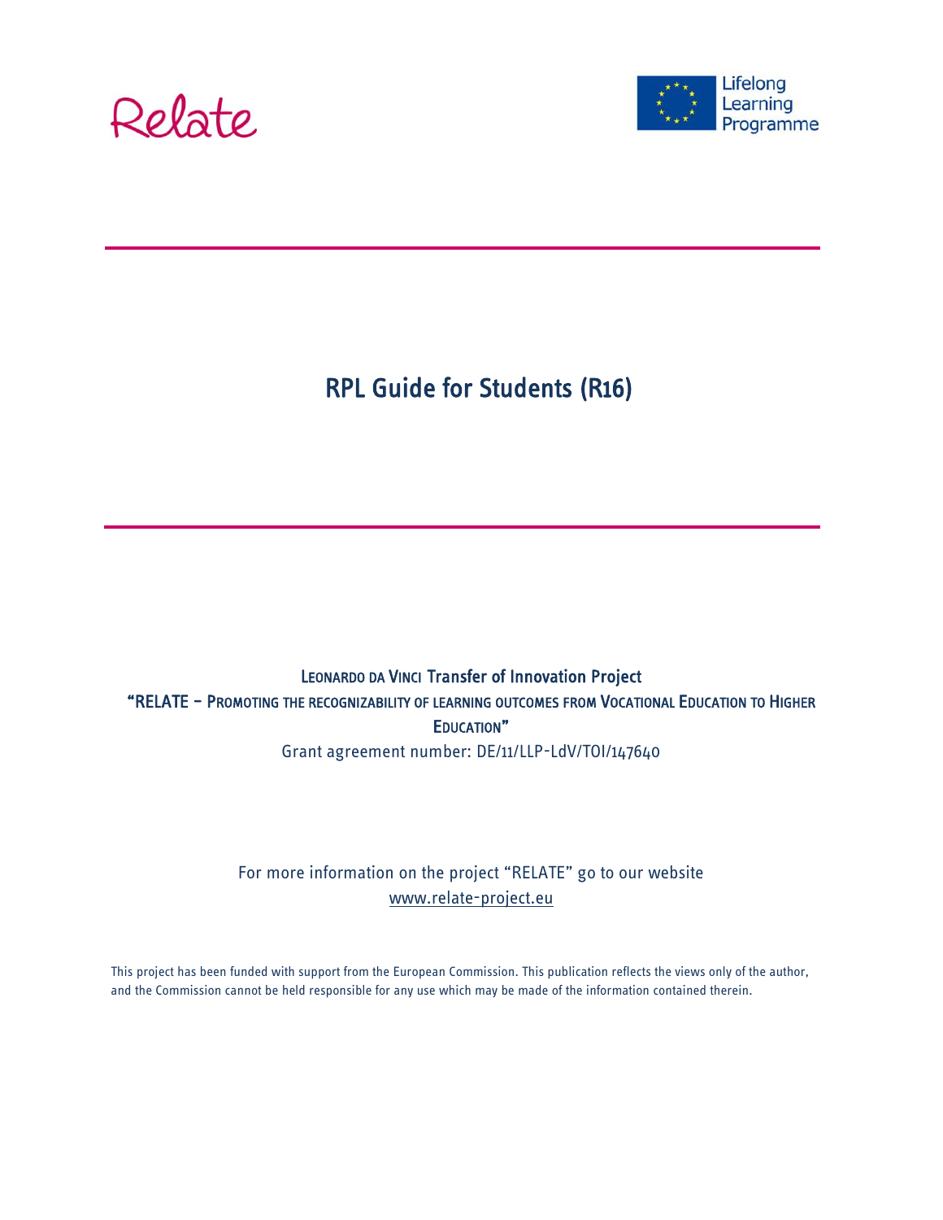Relate

Lifelong Learning Programme

# RPL Guide for Students (R16)

LEONARDO DA VINCI Transfer of Innovation Project

"RELATE – PROMOTING THE RECOGNIZABILITY OF LEARNING OUTCOMES FROM VOCATIONAL EDUCATION TO HIGHER EDUCATION"

Grant agreement number: DE/11/LLP-LdV/TOI/147640

For more information on the project "RELATE" go to our website
www.relate-project.eu

This project has been funded with support from the European Commission. This publication reflects the views only of the author, and the Commission cannot be held responsible for any use which may be made of the information contained therein.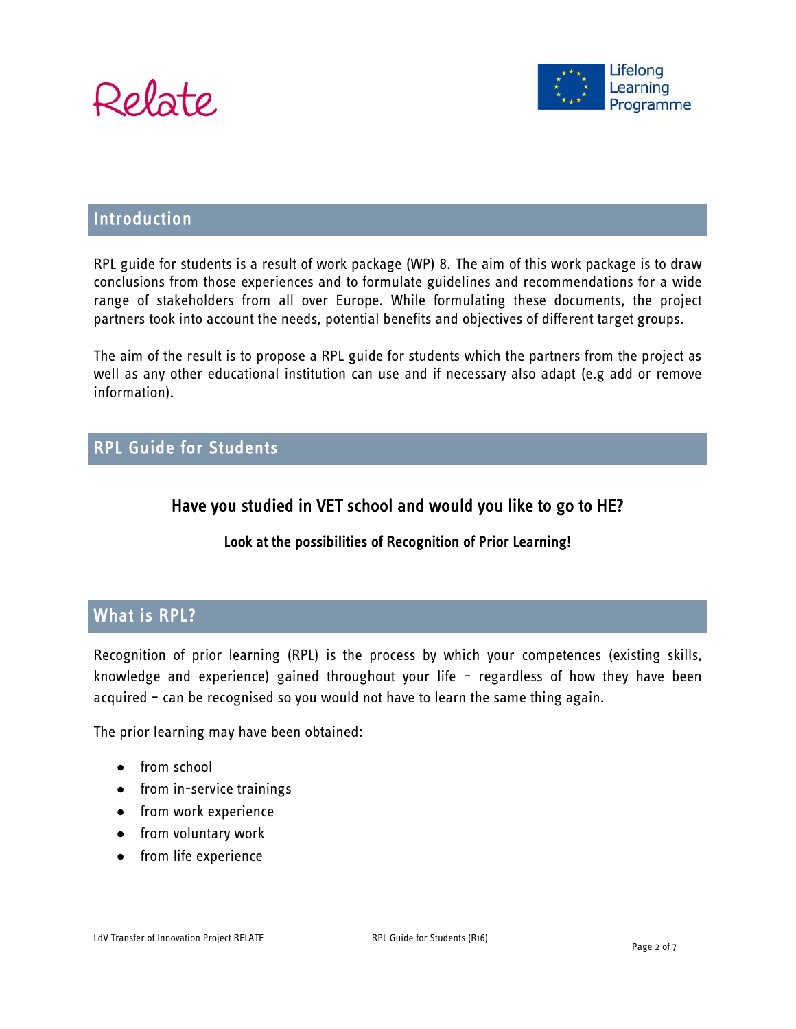## Introduction

RPL guide for students is a result of work package (WP) 8. The aim of this work package is to draw conclusions from those experiences and to formulate guidelines and recommendations for a wide range of stakeholders from all over Europe. While formulating these documents, the project partners took into account the needs, potential benefits and objectives of different target groups.

The aim of the result is to propose a RPL guide for students which the partners from the project as well as any other educational institution can use and if necessary also adapt (e.g add or remove information).

## RPL Guide for Students

### Have you studied in VET school and would you like to go to HE?

**Look at the possibilities of Recognition of Prior Learning!**

## What is RPL?

Recognition of prior learning (RPL) is the process by which your competences (existing skills, knowledge and experience) gained throughout your life – regardless of how they have been acquired – can be recognised so you would not have to learn the same thing again.

The prior learning may have been obtained:

- from school
- from in-service trainings
- from work experience
- from voluntary work
- from life experience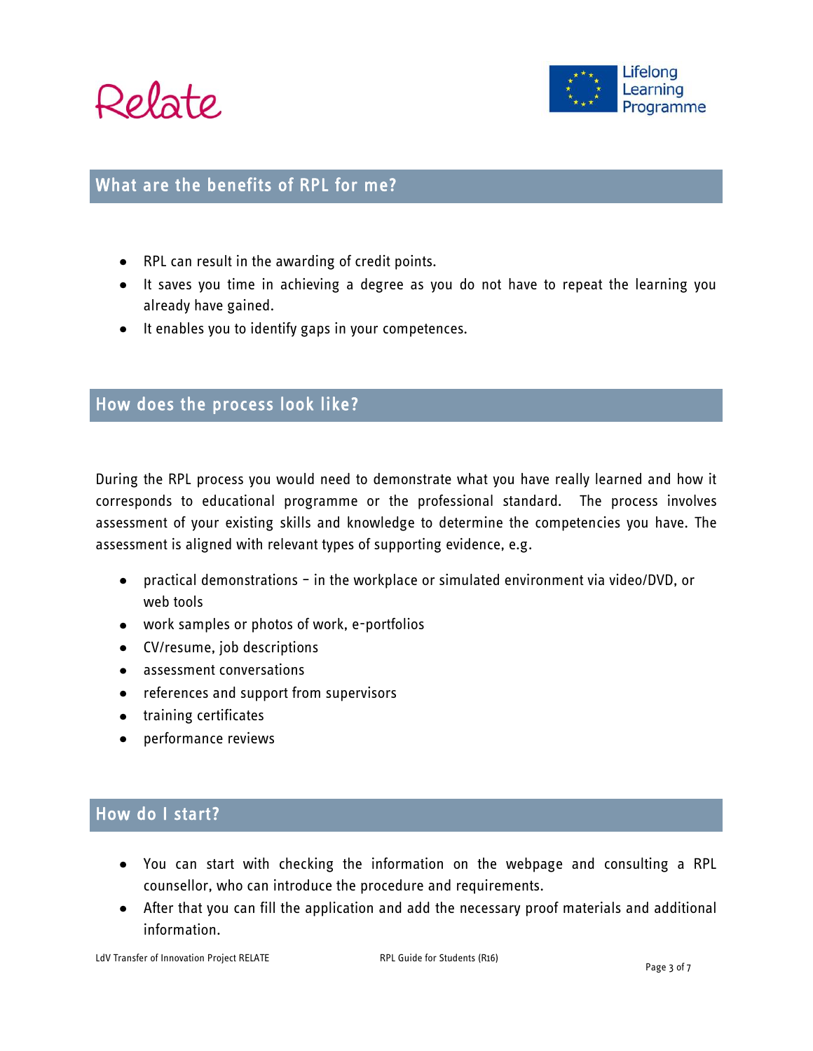## What are the benefits of RPL for me?

- RPL can result in the awarding of credit points.
- It saves you time in achieving a degree as you do not have to repeat the learning you already have gained.
- It enables you to identify gaps in your competences.

## How does the process look like?

During the RPL process you would need to demonstrate what you have really learned and how it corresponds to educational programme or the professional standard. The process involves assessment of your existing skills and knowledge to determine the competencies you have. The assessment is aligned with relevant types of supporting evidence, e.g.

- practical demonstrations – in the workplace or simulated environment via video/DVD, or web tools
- work samples or photos of work, e-portfolios
- CV/resume, job descriptions
- assessment conversations
- references and support from supervisors
- training certificates
- performance reviews

## How do I start?

- You can start with checking the information on the webpage and consulting a RPL counsellor, who can introduce the procedure and requirements.
- After that you can fill the application and add the necessary proof materials and additional information.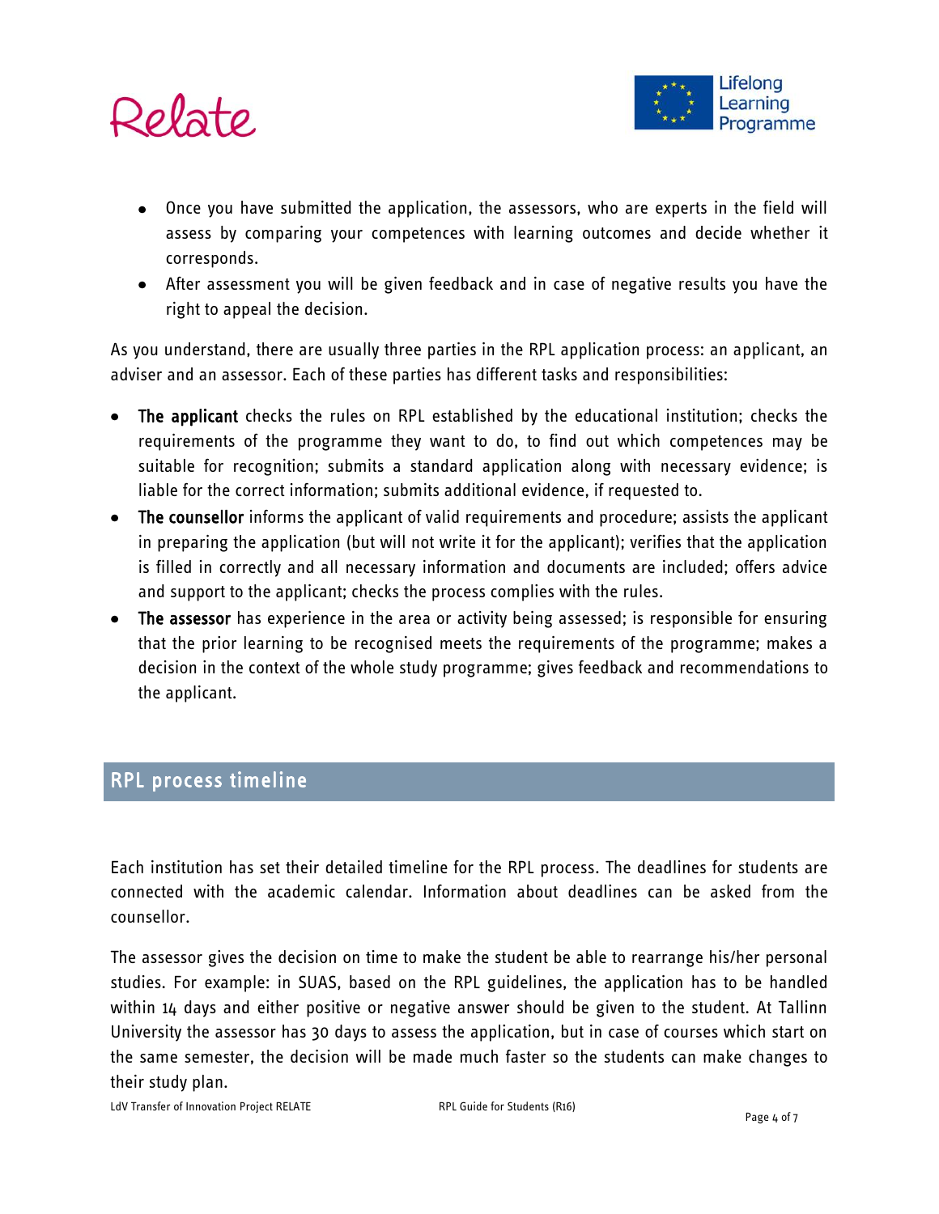- Once you have submitted the application, the assessors, who are experts in the field will assess by comparing your competences with learning outcomes and decide whether it corresponds.
- After assessment you will be given feedback and in case of negative results you have the right to appeal the decision.

As you understand, there are usually three parties in the RPL application process: an applicant, an adviser and an assessor. Each of these parties has different tasks and responsibilities:

- **The applicant** checks the rules on RPL established by the educational institution; checks the requirements of the programme they want to do, to find out which competences may be suitable for recognition; submits a standard application along with necessary evidence; is liable for the correct information; submits additional evidence, if requested to.
- **The counsellor** informs the applicant of valid requirements and procedure; assists the applicant in preparing the application (but will not write it for the applicant); verifies that the application is filled in correctly and all necessary information and documents are included; offers advice and support to the applicant; checks the process complies with the rules.
- **The assessor** has experience in the area or activity being assessed; is responsible for ensuring that the prior learning to be recognised meets the requirements of the programme; makes a decision in the context of the whole study programme; gives feedback and recommendations to the applicant.

## RPL process timeline

Each institution has set their detailed timeline for the RPL process. The deadlines for students are connected with the academic calendar. Information about deadlines can be asked from the counsellor.

The assessor gives the decision on time to make the student be able to rearrange his/her personal studies. For example: in SUAS, based on the RPL guidelines, the application has to be handled within 14 days and either positive or negative answer should be given to the student. At Tallinn University the assessor has 30 days to assess the application, but in case of courses which start on the same semester, the decision will be made much faster so the students can make changes to their study plan.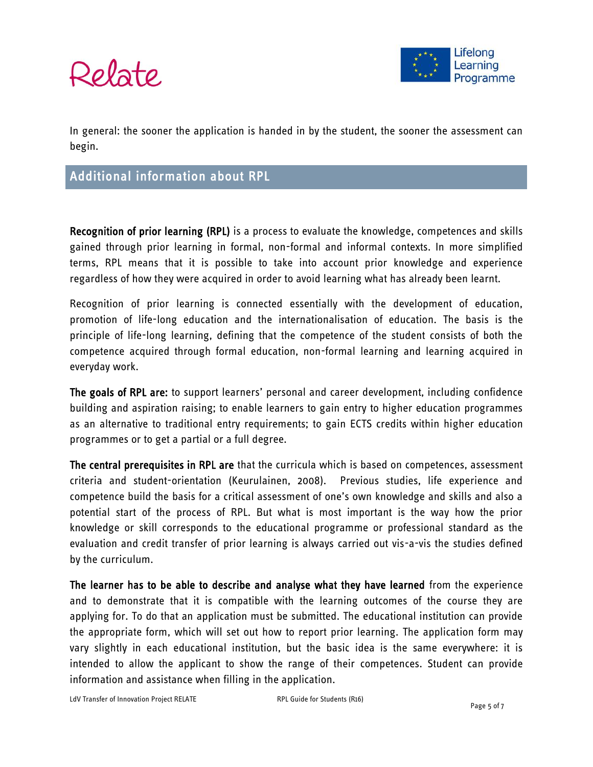In general: the sooner the application is handed in by the student, the sooner the assessment can begin.

## Additional information about RPL

**Recognition of prior learning (RPL)** is a process to evaluate the knowledge, competences and skills gained through prior learning in formal, non-formal and informal contexts. In more simplified terms, RPL means that it is possible to take into account prior knowledge and experience regardless of how they were acquired in order to avoid learning what has already been learnt.

Recognition of prior learning is connected essentially with the development of education, promotion of life-long education and the internationalisation of education. The basis is the principle of life-long learning, defining that the competence of the student consists of both the competence acquired through formal education, non-formal learning and learning acquired in everyday work.

**The goals of RPL are:** to support learners' personal and career development, including confidence building and aspiration raising; to enable learners to gain entry to higher education programmes as an alternative to traditional entry requirements; to gain ECTS credits within higher education programmes or to get a partial or a full degree.

**The central prerequisites in RPL are** that the curricula which is based on competences, assessment criteria and student-orientation (Keurulainen, 2008). Previous studies, life experience and competence build the basis for a critical assessment of one's own knowledge and skills and also a potential start of the process of RPL. But what is most important is the way how the prior knowledge or skill corresponds to the educational programme or professional standard as the evaluation and credit transfer of prior learning is always carried out vis-a-vis the studies defined by the curriculum.

**The learner has to be able to describe and analyse what they have learned** from the experience and to demonstrate that it is compatible with the learning outcomes of the course they are applying for. To do that an application must be submitted. The educational institution can provide the appropriate form, which will set out how to report prior learning. The application form may vary slightly in each educational institution, but the basic idea is the same everywhere: it is intended to allow the applicant to show the range of their competences. Student can provide information and assistance when filling in the application.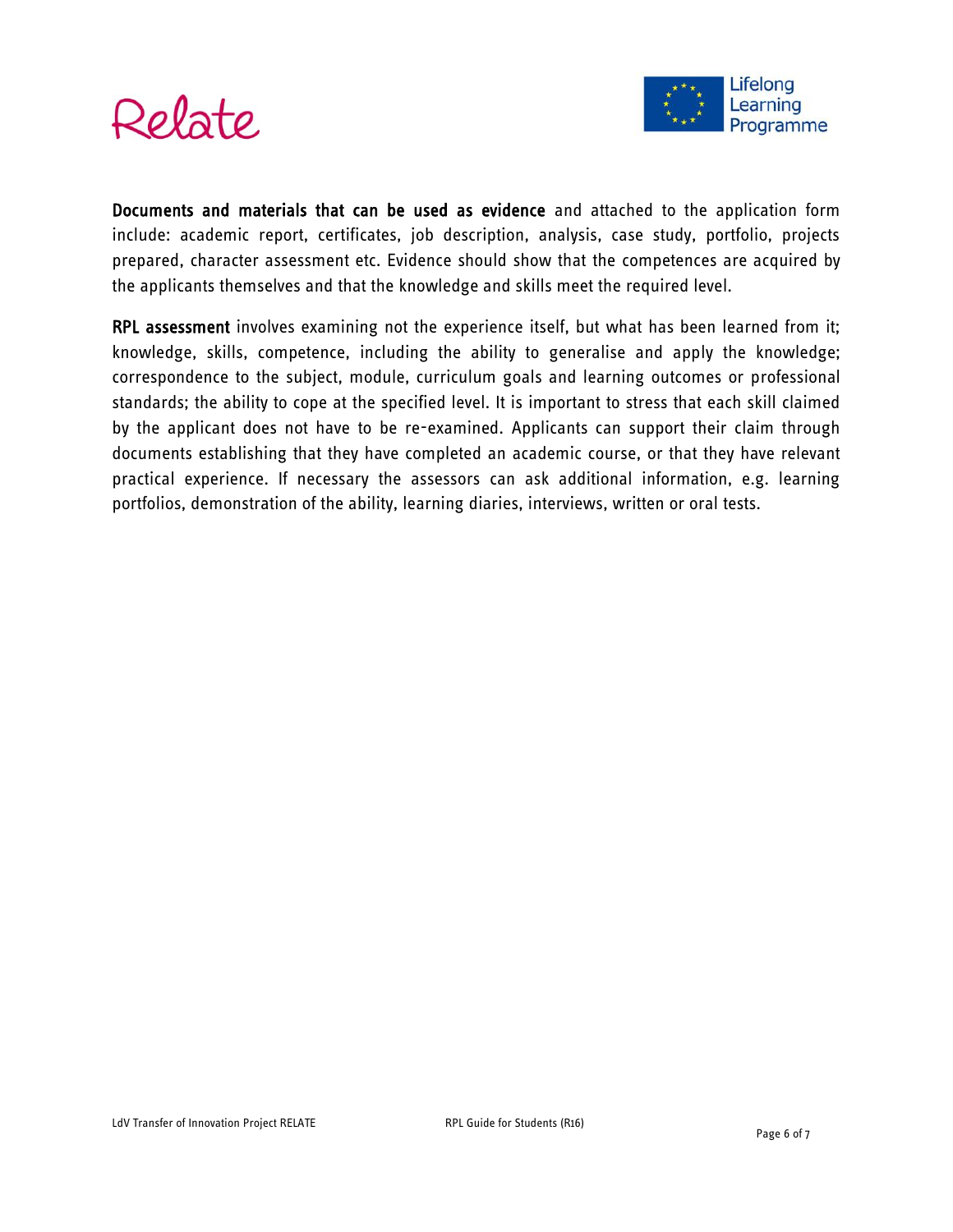**Documents and materials that can be used as evidence** and attached to the application form include: academic report, certificates, job description, analysis, case study, portfolio, projects prepared, character assessment etc. Evidence should show that the competences are acquired by the applicants themselves and that the knowledge and skills meet the required level.

**RPL assessment** involves examining not the experience itself, but what has been learned from it; knowledge, skills, competence, including the ability to generalise and apply the knowledge; correspondence to the subject, module, curriculum goals and learning outcomes or professional standards; the ability to cope at the specified level. It is important to stress that each skill claimed by the applicant does not have to be re-examined. Applicants can support their claim through documents establishing that they have completed an academic course, or that they have relevant practical experience. If necessary the assessors can ask additional information, e.g. learning portfolios, demonstration of the ability, learning diaries, interviews, written or oral tests.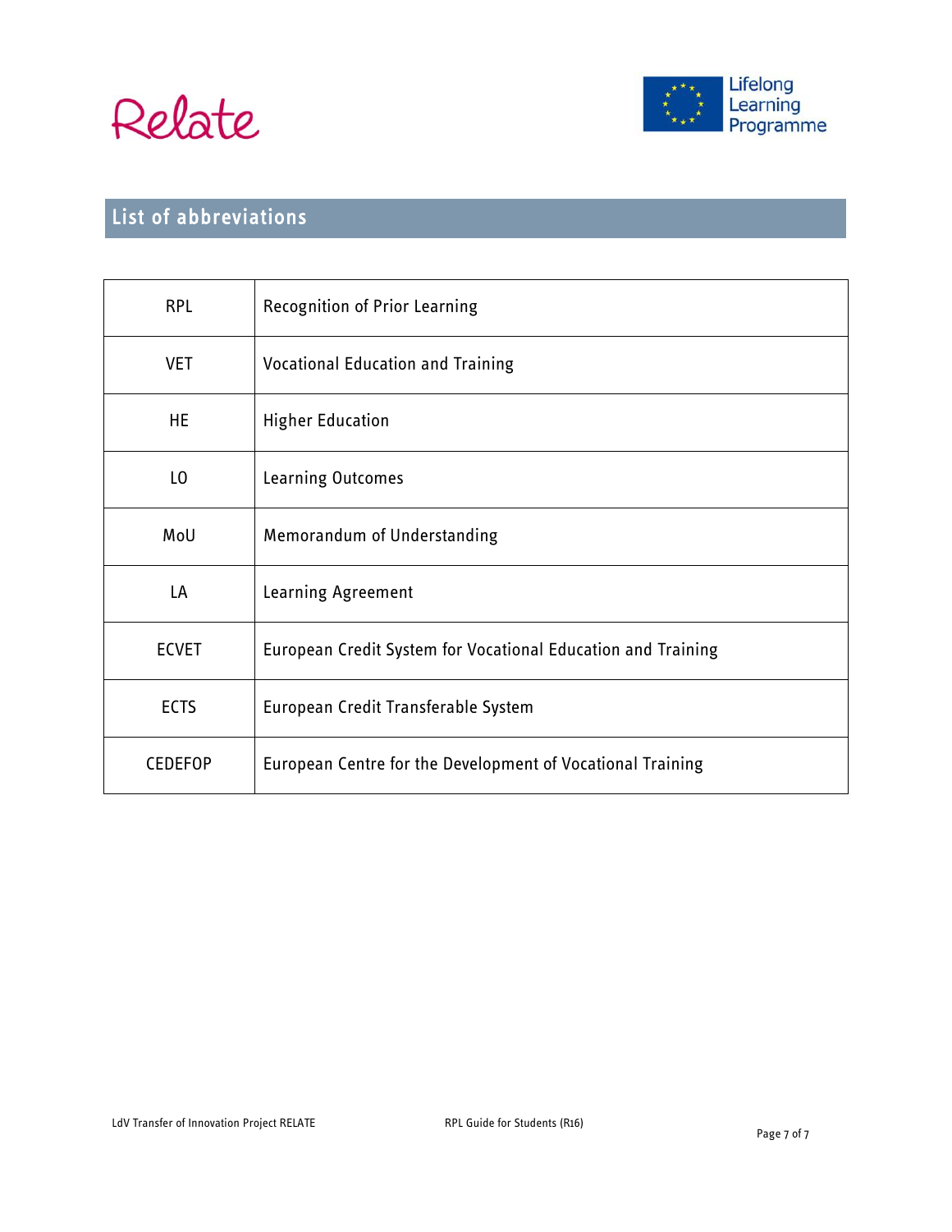## List of abbreviations

| | |
|---|---|
| RPL | Recognition of Prior Learning |
| VET | Vocational Education and Training |
| HE | Higher Education |
| LO | Learning Outcomes |
| MoU | Memorandum of Understanding |
| LA | Learning Agreement |
| ECVET | European Credit System for Vocational Education and Training |
| ECTS | European Credit Transferable System |
| CEDEFOP | European Centre for the Development of Vocational Training |